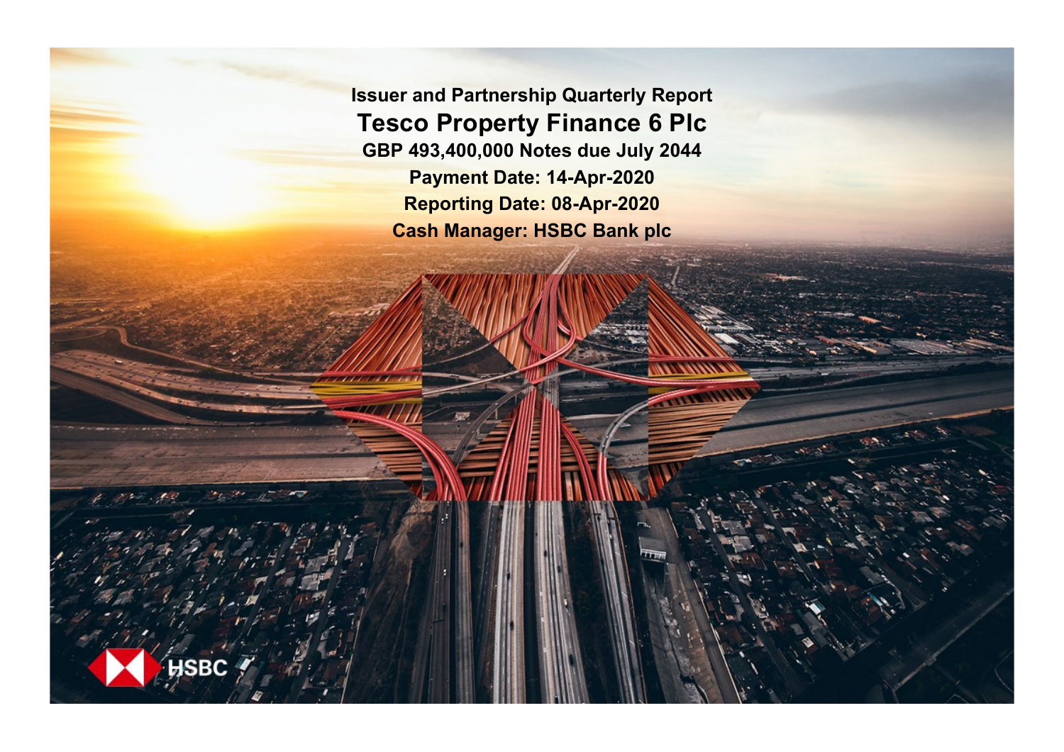# Issuer and Partnership Quarterly Report

## Tesco Property Finance 6 Plc

**GBP 493,400,000 Notes due July 2044**

**Payment Date: 14-Apr-2020**

**Reporting Date: 08-Apr-2020**

**Cash Manager: HSBC Bank plc**

HSBC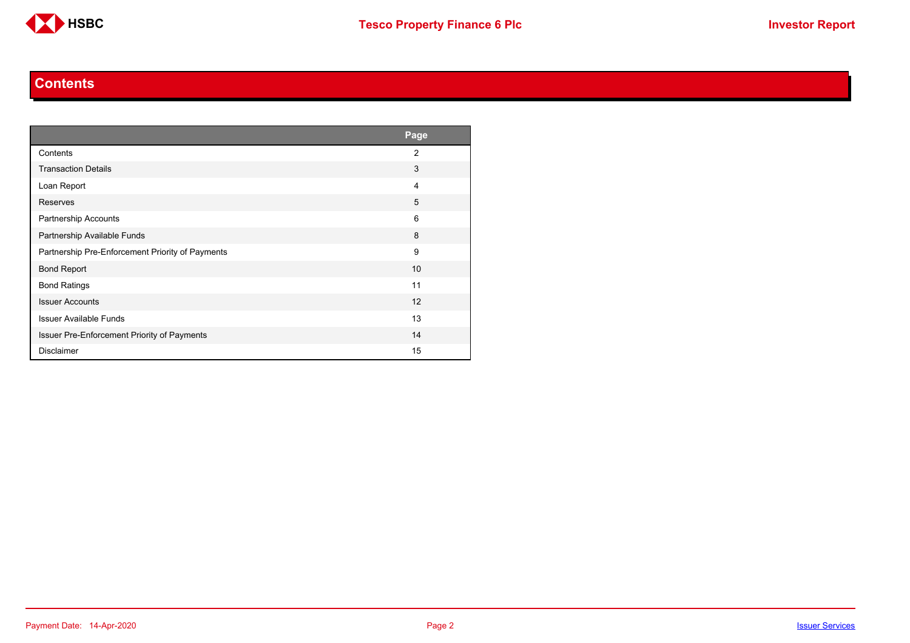## Contents

| | Page |
|---|---|
| Contents | 2 |
| Transaction Details | 3 |
| Loan Report | 4 |
| Reserves | 5 |
| Partnership Accounts | 6 |
| Partnership Available Funds | 8 |
| Partnership Pre-Enforcement Priority of Payments | 9 |
| Bond Report | 10 |
| Bond Ratings | 11 |
| Issuer Accounts | 12 |
| Issuer Available Funds | 13 |
| Issuer Pre-Enforcement Priority of Payments | 14 |
| Disclaimer | 15 |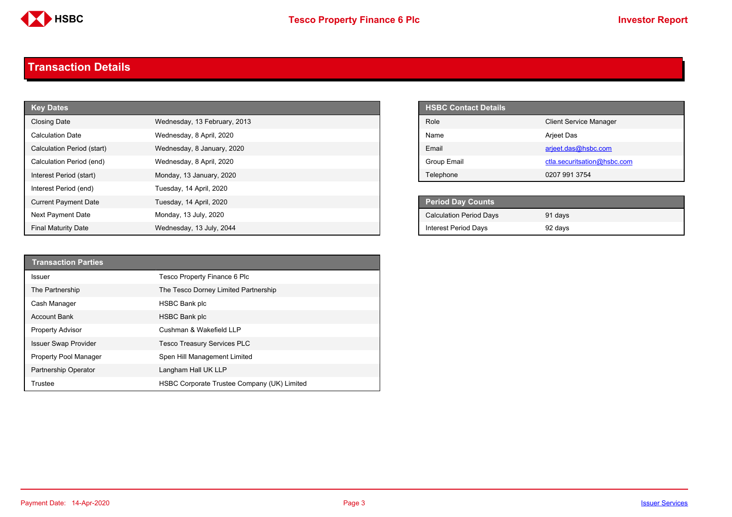# Transaction Details

| Key Dates | |
|---|---|
| Closing Date | Wednesday, 13 February, 2013 |
| Calculation Date | Wednesday, 8 April, 2020 |
| Calculation Period (start) | Wednesday, 8 January, 2020 |
| Calculation Period (end) | Wednesday, 8 April, 2020 |
| Interest Period (start) | Monday, 13 January, 2020 |
| Interest Period (end) | Tuesday, 14 April, 2020 |
| Current Payment Date | Tuesday, 14 April, 2020 |
| Next Payment Date | Monday, 13 July, 2020 |
| Final Maturity Date | Wednesday, 13 July, 2044 |

| HSBC Contact Details | |
|---|---|
| Role | Client Service Manager |
| Name | Arjeet Das |
| Email | arjeet.das@hsbc.com |
| Group Email | ctla.securitsation@hsbc.com |
| Telephone | 0207 991 3754 |

| Period Day Counts | |
|---|---|
| Calculation Period Days | 91 days |
| Interest Period Days | 92 days |

| Transaction Parties | |
|---|---|
| Issuer | Tesco Property Finance 6 Plc |
| The Partnership | The Tesco Dorney Limited Partnership |
| Cash Manager | HSBC Bank plc |
| Account Bank | HSBC Bank plc |
| Property Advisor | Cushman & Wakefield LLP |
| Issuer Swap Provider | Tesco Treasury Services PLC |
| Property Pool Manager | Spen Hill Management Limited |
| Partnership Operator | Langham Hall UK LLP |
| Trustee | HSBC Corporate Trustee Company (UK) Limited |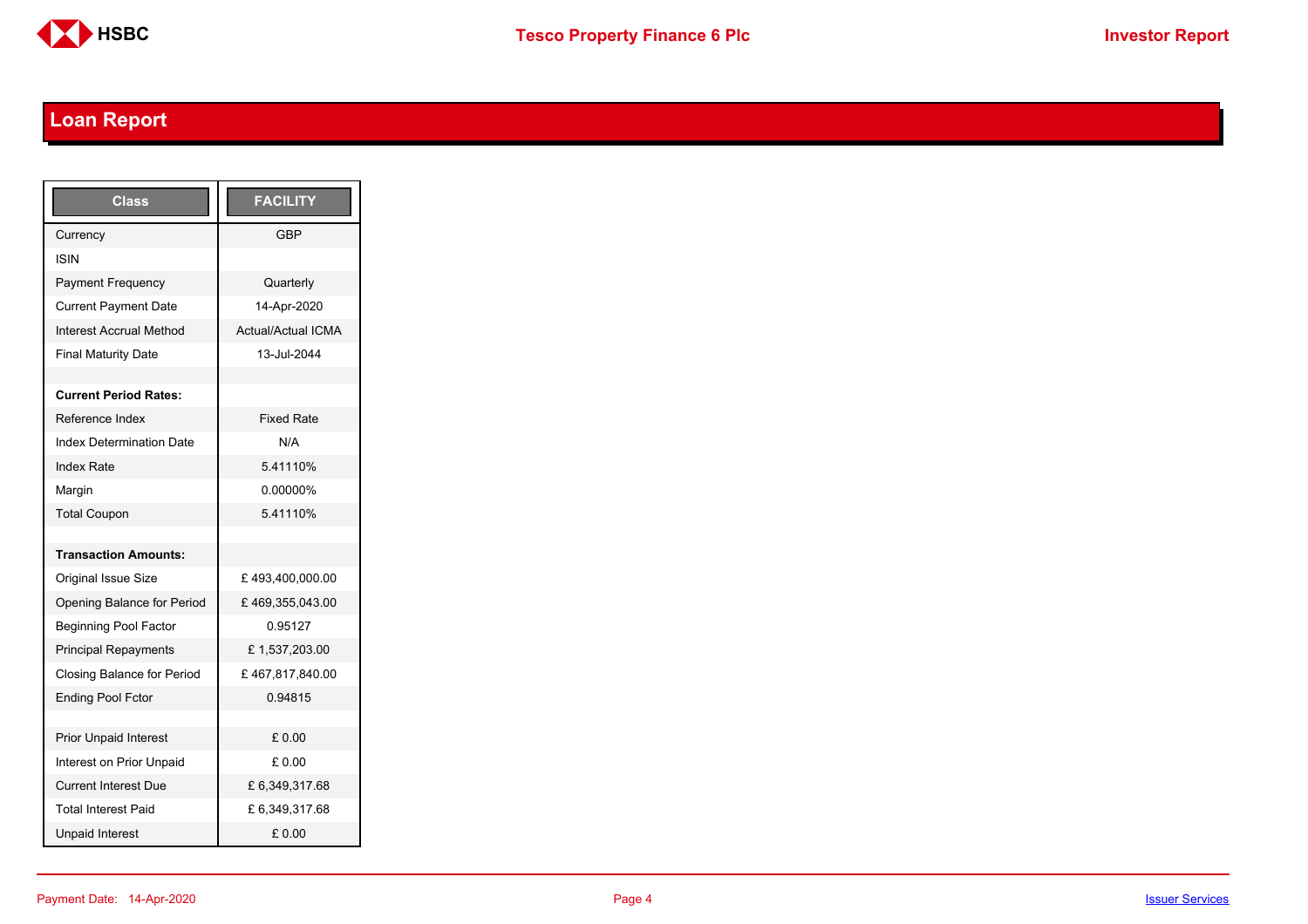# Loan Report

| Class | FACILITY |
|---|---|
| Currency | GBP |
| ISIN | |
| Payment Frequency | Quarterly |
| Current Payment Date | 14-Apr-2020 |
| Interest Accrual Method | Actual/Actual ICMA |
| Final Maturity Date | 13-Jul-2044 |
| | |
| **Current Period Rates:** | |
| Reference Index | Fixed Rate |
| Index Determination Date | N/A |
| Index Rate | 5.41110% |
| Margin | 0.00000% |
| Total Coupon | 5.41110% |
| | |
| **Transaction Amounts:** | |
| Original Issue Size | £ 493,400,000.00 |
| Opening Balance for Period | £ 469,355,043.00 |
| Beginning Pool Factor | 0.95127 |
| Principal Repayments | £ 1,537,203.00 |
| Closing Balance for Period | £ 467,817,840.00 |
| Ending Pool Fctor | 0.94815 |
| | |
| Prior Unpaid Interest | £ 0.00 |
| Interest on Prior Unpaid | £ 0.00 |
| Current Interest Due | £ 6,349,317.68 |
| Total Interest Paid | £ 6,349,317.68 |
| Unpaid Interest | £ 0.00 |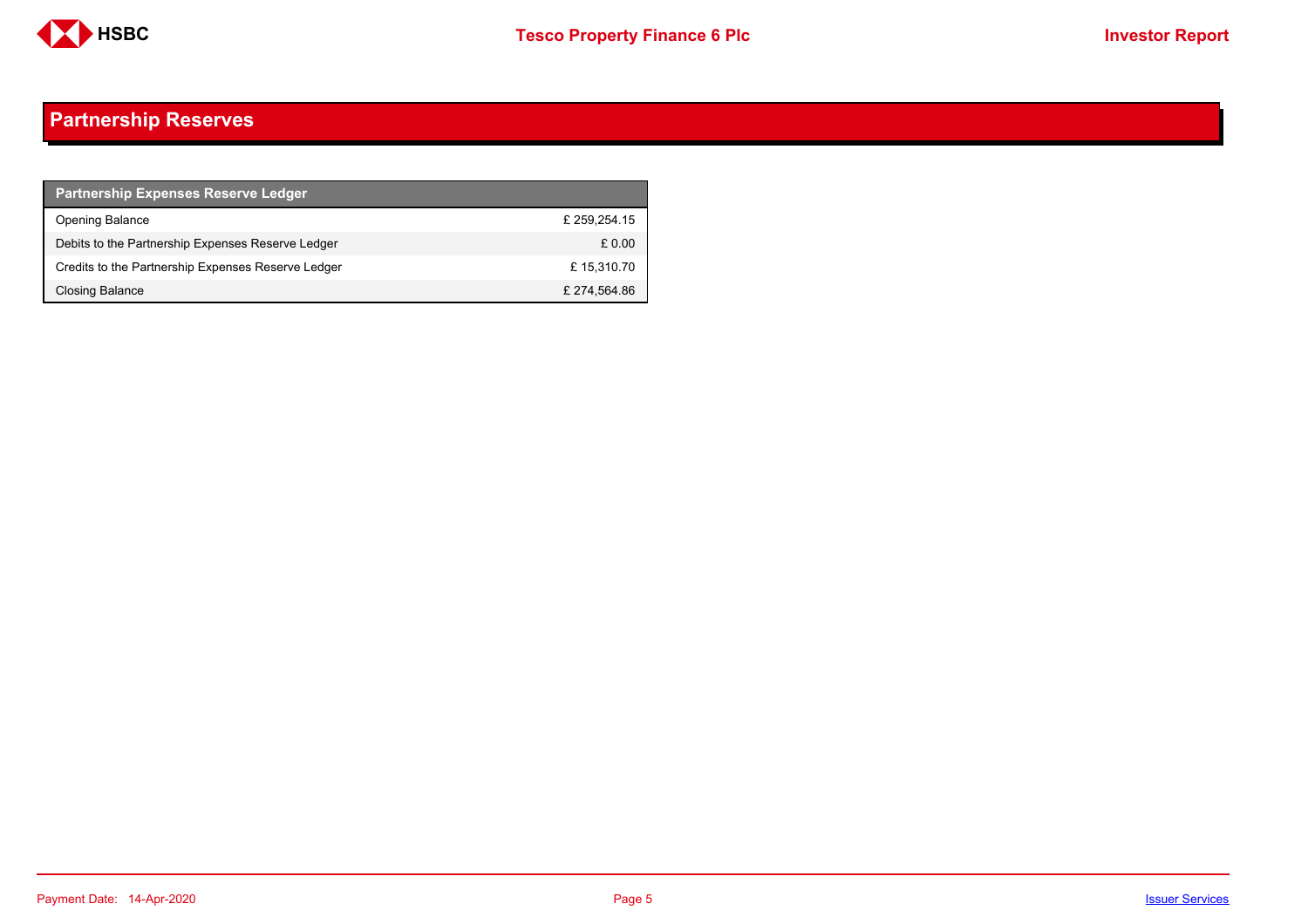## Partnership Reserves

| Partnership Expenses Reserve Ledger | |
|---|---|
| Opening Balance | £ 259,254.15 |
| Debits to the Partnership Expenses Reserve Ledger | £ 0.00 |
| Credits to the Partnership Expenses Reserve Ledger | £ 15,310.70 |
| Closing Balance | £ 274,564.86 |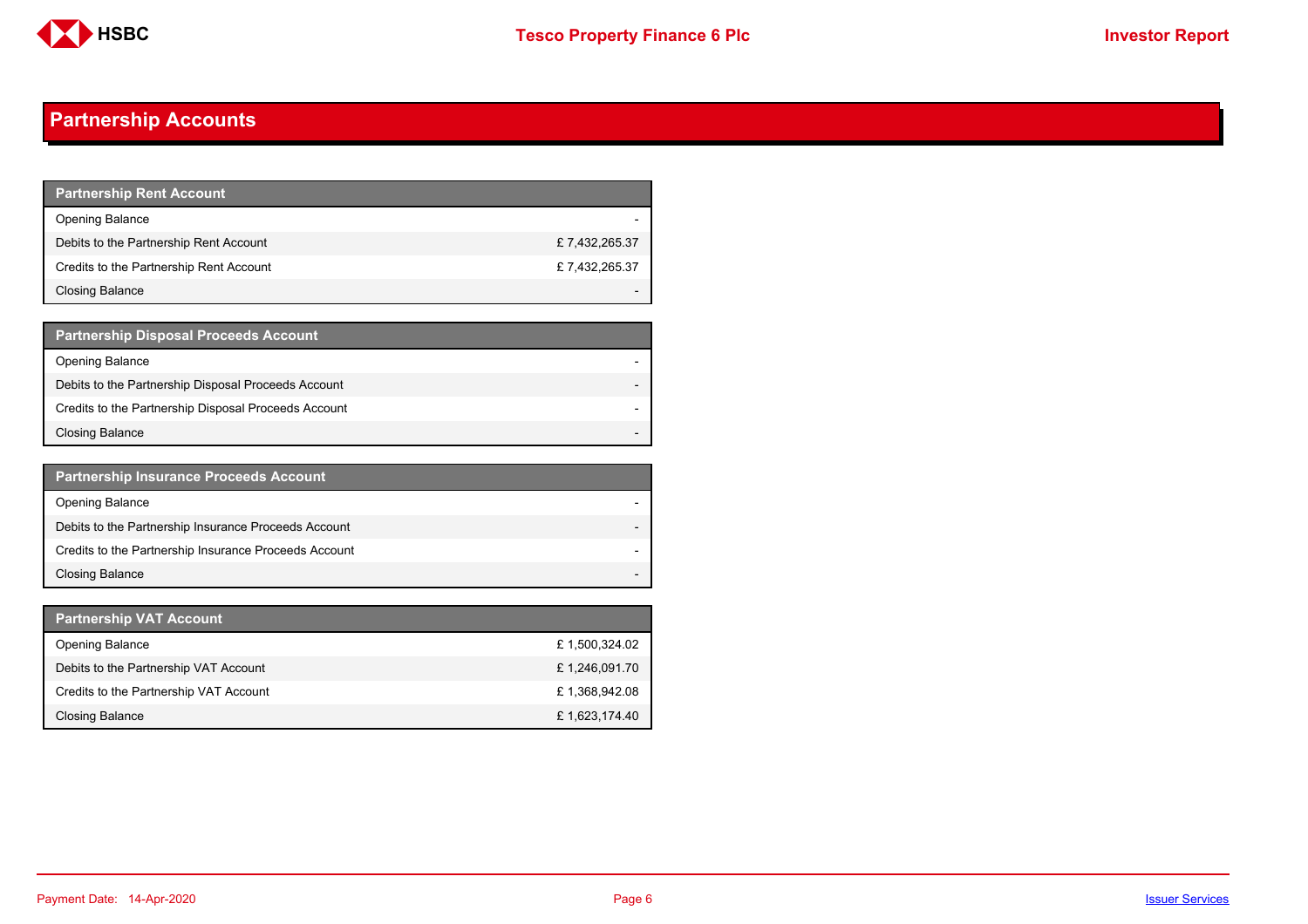## Partnership Accounts

| Partnership Rent Account | |
|---|---|
| Opening Balance | - |
| Debits to the Partnership Rent Account | £ 7,432,265.37 |
| Credits to the Partnership Rent Account | £ 7,432,265.37 |
| Closing Balance | - |

| Partnership Disposal Proceeds Account | |
|---|---|
| Opening Balance | - |
| Debits to the Partnership Disposal Proceeds Account | - |
| Credits to the Partnership Disposal Proceeds Account | - |
| Closing Balance | - |

| Partnership Insurance Proceeds Account | |
|---|---|
| Opening Balance | - |
| Debits to the Partnership Insurance Proceeds Account | - |
| Credits to the Partnership Insurance Proceeds Account | - |
| Closing Balance | - |

| Partnership VAT Account | |
|---|---|
| Opening Balance | £ 1,500,324.02 |
| Debits to the Partnership VAT Account | £ 1,246,091.70 |
| Credits to the Partnership VAT Account | £ 1,368,942.08 |
| Closing Balance | £ 1,623,174.40 |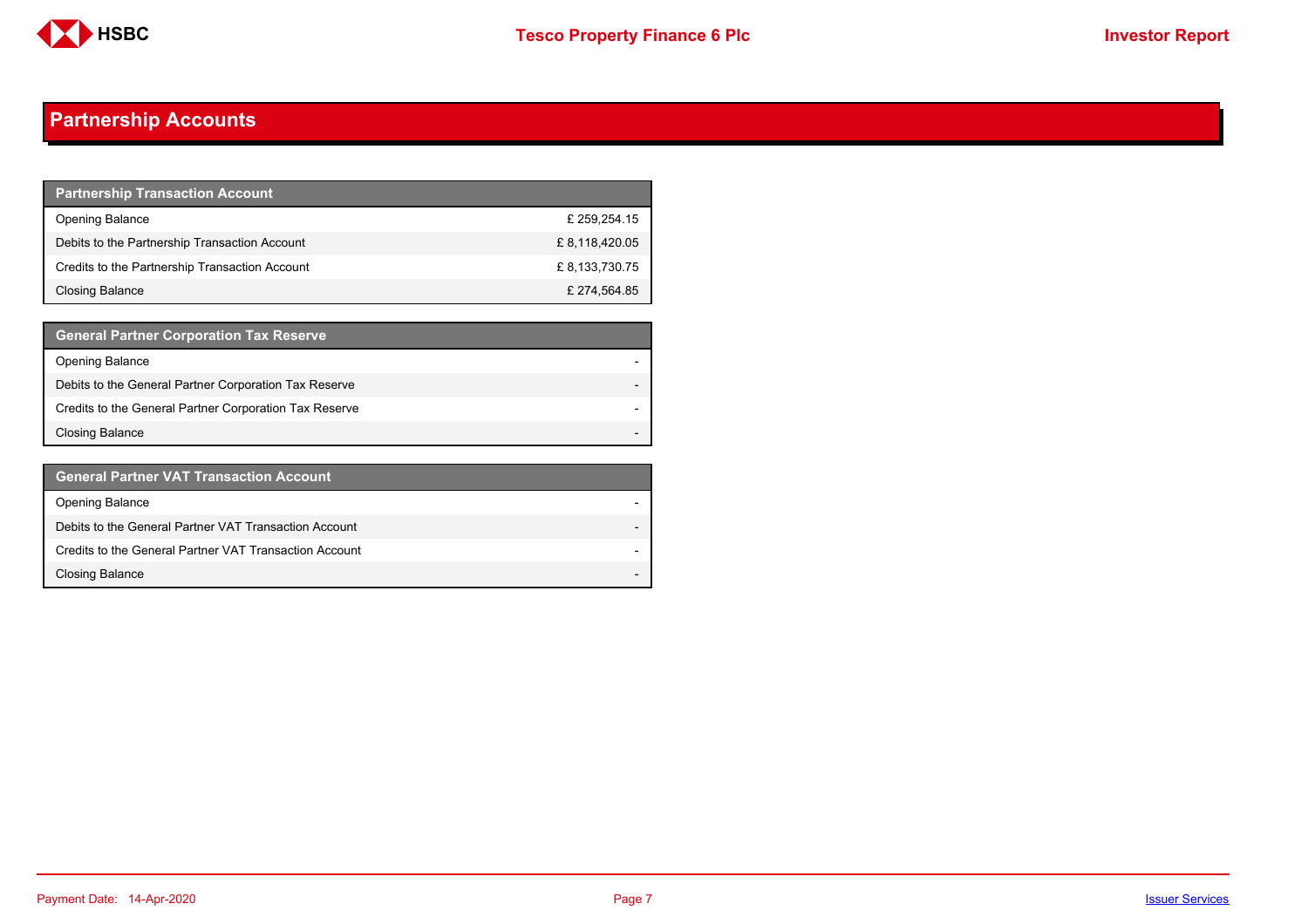# Partnership Accounts

| Partnership Transaction Account | |
|---|---|
| Opening Balance | £ 259,254.15 |
| Debits to the Partnership Transaction Account | £ 8,118,420.05 |
| Credits to the Partnership Transaction Account | £ 8,133,730.75 |
| Closing Balance | £ 274,564.85 |

| General Partner Corporation Tax Reserve | |
|---|---|
| Opening Balance | - |
| Debits to the General Partner Corporation Tax Reserve | - |
| Credits to the General Partner Corporation Tax Reserve | - |
| Closing Balance | - |

| General Partner VAT Transaction Account | |
|---|---|
| Opening Balance | - |
| Debits to the General Partner VAT Transaction Account | - |
| Credits to the General Partner VAT Transaction Account | - |
| Closing Balance | - |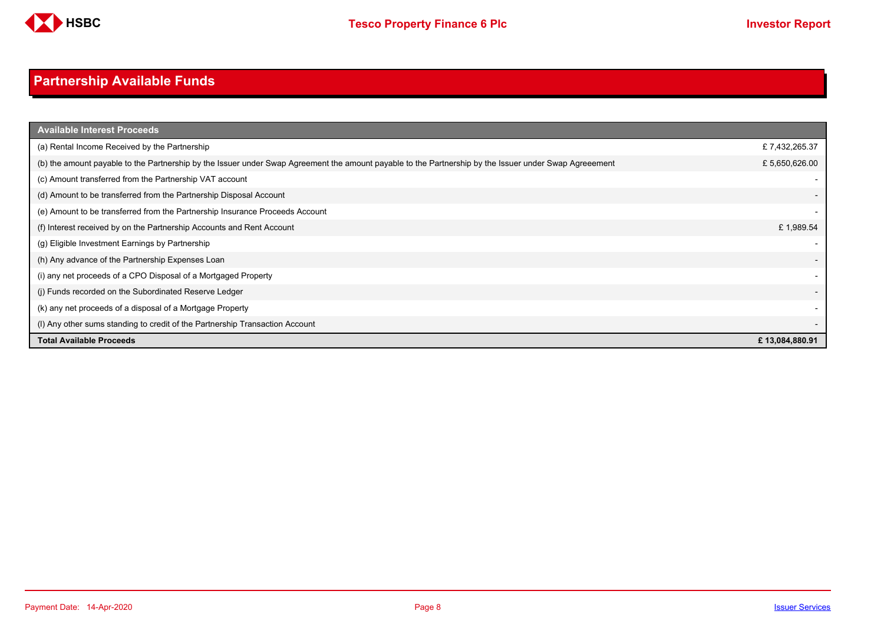## Partnership Available Funds

| Available Interest Proceeds | |
|---|---|
| (a) Rental Income Received by the Partnership | £ 7,432,265.37 |
| (b) the amount payable to the Partnership by the Issuer under Swap Agreement the amount payable to the Partnership by the Issuer under Swap Agreeement | £ 5,650,626.00 |
| (c) Amount transferred from the Partnership VAT account | - |
| (d) Amount to be transferred from the Partnership Disposal Account | - |
| (e) Amount to be transferred from the Partnership Insurance Proceeds Account | - |
| (f) Interest received by on the Partnership Accounts and Rent Account | £ 1,989.54 |
| (g) Eligible Investment Earnings by Partnership | - |
| (h) Any advance of the Partnership Expenses Loan | - |
| (i) any net proceeds of a CPO Disposal of a Mortgaged Property | - |
| (j) Funds recorded on the Subordinated Reserve Ledger | - |
| (k) any net proceeds of a disposal of a Mortgage Property | - |
| (l) Any other sums standing to credit of the Partnership Transaction Account | - |
| **Total Available Proceeds** | **£ 13,084,880.91** |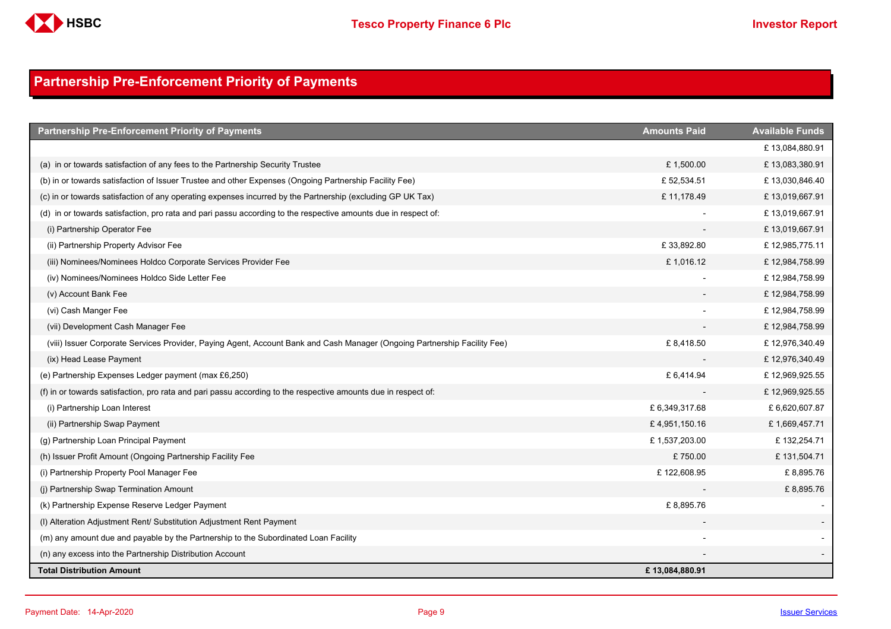# Partnership Pre-Enforcement Priority of Payments

| Partnership Pre-Enforcement Priority of Payments | Amounts Paid | Available Funds |
|---|---|---|
| | | £ 13,084,880.91 |
| (a) in or towards satisfaction of any fees to the Partnership Security Trustee | £ 1,500.00 | £ 13,083,380.91 |
| (b) in or towards satisfaction of Issuer Trustee and other Expenses (Ongoing Partnership Facility Fee) | £ 52,534.51 | £ 13,030,846.40 |
| (c) in or towards satisfaction of any operating expenses incurred by the Partnership (excluding GP UK Tax) | £ 11,178.49 | £ 13,019,667.91 |
| (d) in or towards satisfaction, pro rata and pari passu according to the respective amounts due in respect of: | - | £ 13,019,667.91 |
| (i) Partnership Operator Fee | - | £ 13,019,667.91 |
| (ii) Partnership Property Advisor Fee | £ 33,892.80 | £ 12,985,775.11 |
| (iii) Nominees/Nominees Holdco Corporate Services Provider Fee | £ 1,016.12 | £ 12,984,758.99 |
| (iv) Nominees/Nominees Holdco Side Letter Fee | - | £ 12,984,758.99 |
| (v) Account Bank Fee | - | £ 12,984,758.99 |
| (vi) Cash Manger Fee | - | £ 12,984,758.99 |
| (vii) Development Cash Manager Fee | - | £ 12,984,758.99 |
| (viii) Issuer Corporate Services Provider, Paying Agent, Account Bank and Cash Manager (Ongoing Partnership Facility Fee) | £ 8,418.50 | £ 12,976,340.49 |
| (ix) Head Lease Payment | - | £ 12,976,340.49 |
| (e) Partnership Expenses Ledger payment (max £6,250) | £ 6,414.94 | £ 12,969,925.55 |
| (f) in or towards satisfaction, pro rata and pari passu according to the respective amounts due in respect of: | - | £ 12,969,925.55 |
| (i) Partnership Loan Interest | £ 6,349,317.68 | £ 6,620,607.87 |
| (ii) Partnership Swap Payment | £ 4,951,150.16 | £ 1,669,457.71 |
| (g) Partnership Loan Principal Payment | £ 1,537,203.00 | £ 132,254.71 |
| (h) Issuer Profit Amount (Ongoing Partnership Facility Fee | £ 750.00 | £ 131,504.71 |
| (i) Partnership Property Pool Manager Fee | £ 122,608.95 | £ 8,895.76 |
| (j) Partnership Swap Termination Amount | - | £ 8,895.76 |
| (k) Partnership Expense Reserve Ledger Payment | £ 8,895.76 | - |
| (l) Alteration Adjustment Rent/ Substitution Adjustment Rent Payment | - | - |
| (m) any amount due and payable by the Partnership to the Subordinated Loan Facility | - | - |
| (n) any excess into the Partnership Distribution Account | - | - |
| **Total Distribution Amount** | **£ 13,084,880.91** | |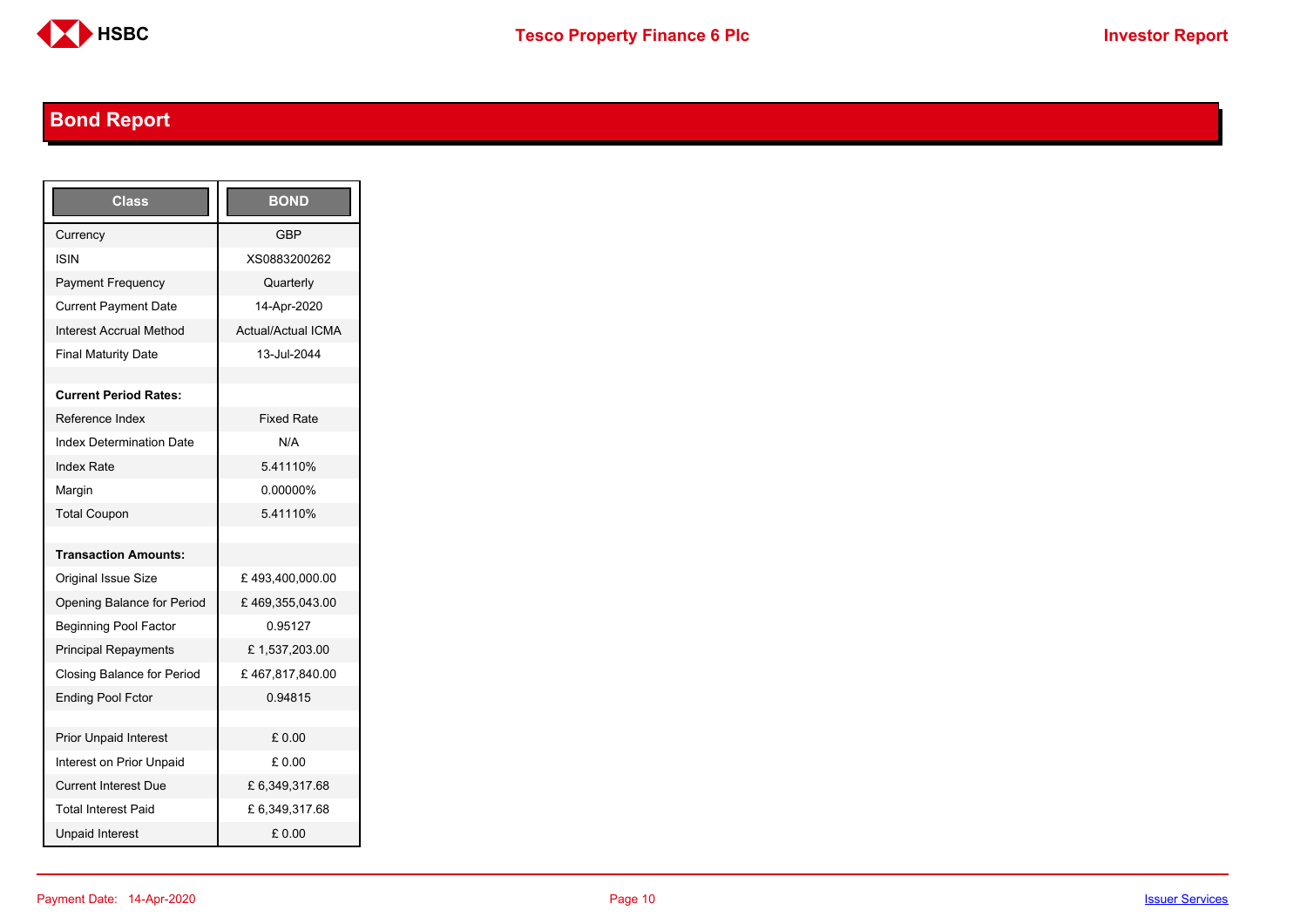## Bond Report

| Class | BOND |
|---|---|
| Currency | GBP |
| ISIN | XS0883200262 |
| Payment Frequency | Quarterly |
| Current Payment Date | 14-Apr-2020 |
| Interest Accrual Method | Actual/Actual ICMA |
| Final Maturity Date | 13-Jul-2044 |
| | |
| **Current Period Rates:** | |
| Reference Index | Fixed Rate |
| Index Determination Date | N/A |
| Index Rate | 5.41110% |
| Margin | 0.00000% |
| Total Coupon | 5.41110% |
| | |
| **Transaction Amounts:** | |
| Original Issue Size | £ 493,400,000.00 |
| Opening Balance for Period | £ 469,355,043.00 |
| Beginning Pool Factor | 0.95127 |
| Principal Repayments | £ 1,537,203.00 |
| Closing Balance for Period | £ 467,817,840.00 |
| Ending Pool Fctor | 0.94815 |
| | |
| Prior Unpaid Interest | £ 0.00 |
| Interest on Prior Unpaid | £ 0.00 |
| Current Interest Due | £ 6,349,317.68 |
| Total Interest Paid | £ 6,349,317.68 |
| Unpaid Interest | £ 0.00 |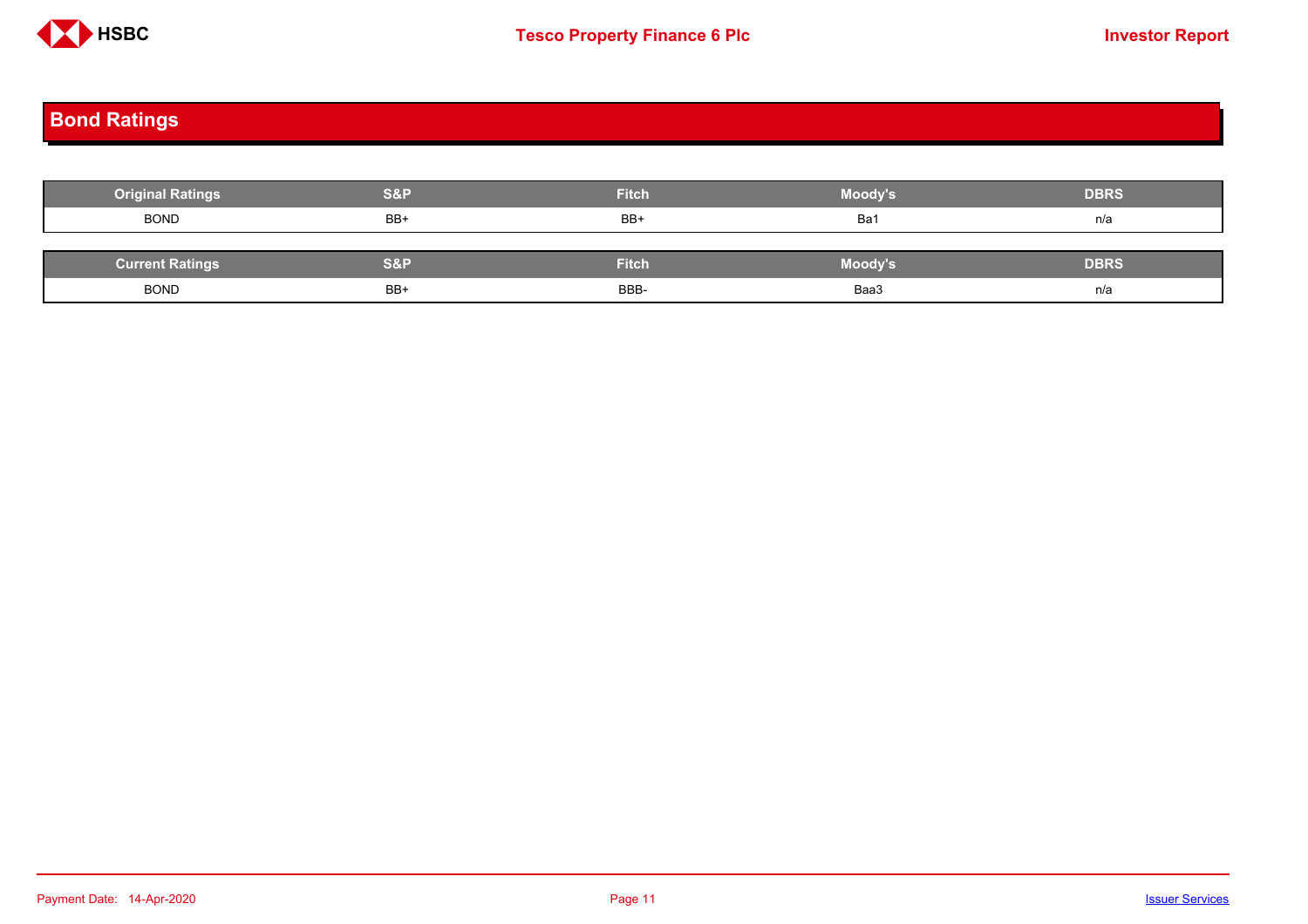## Bond Ratings

| Original Ratings | S&P | Fitch | Moody's | DBRS |
|---|---|---|---|---|
| BOND | BB+ | BB+ | Ba1 | n/a |

| Current Ratings | S&P | Fitch | Moody's | DBRS |
|---|---|---|---|---|
| BOND | BB+ | BBB- | Baa3 | n/a |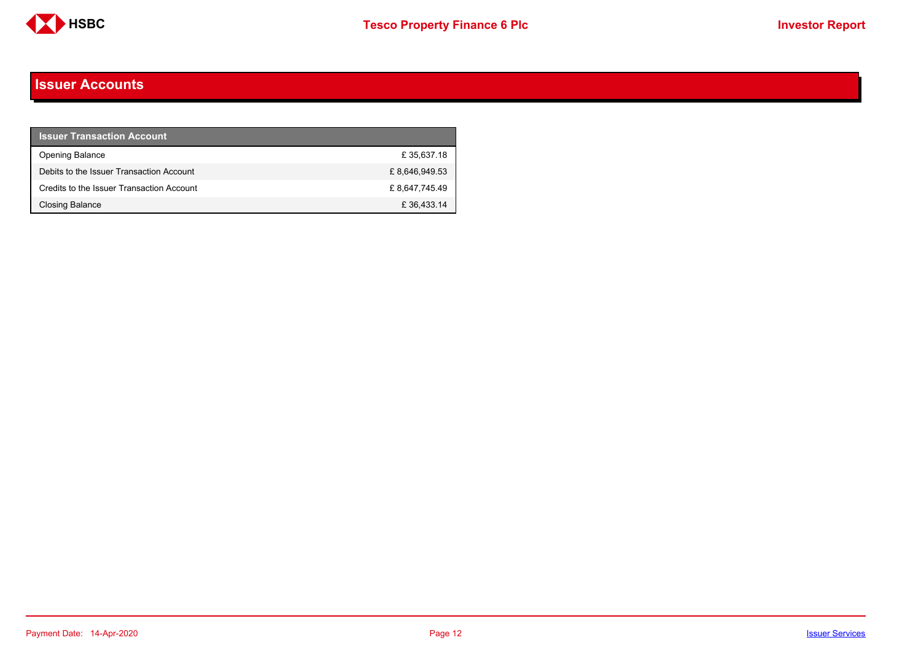## Issuer Accounts

| Issuer Transaction Account | |
|---|---|
| Opening Balance | £ 35,637.18 |
| Debits to the Issuer Transaction Account | £ 8,646,949.53 |
| Credits to the Issuer Transaction Account | £ 8,647,745.49 |
| Closing Balance | £ 36,433.14 |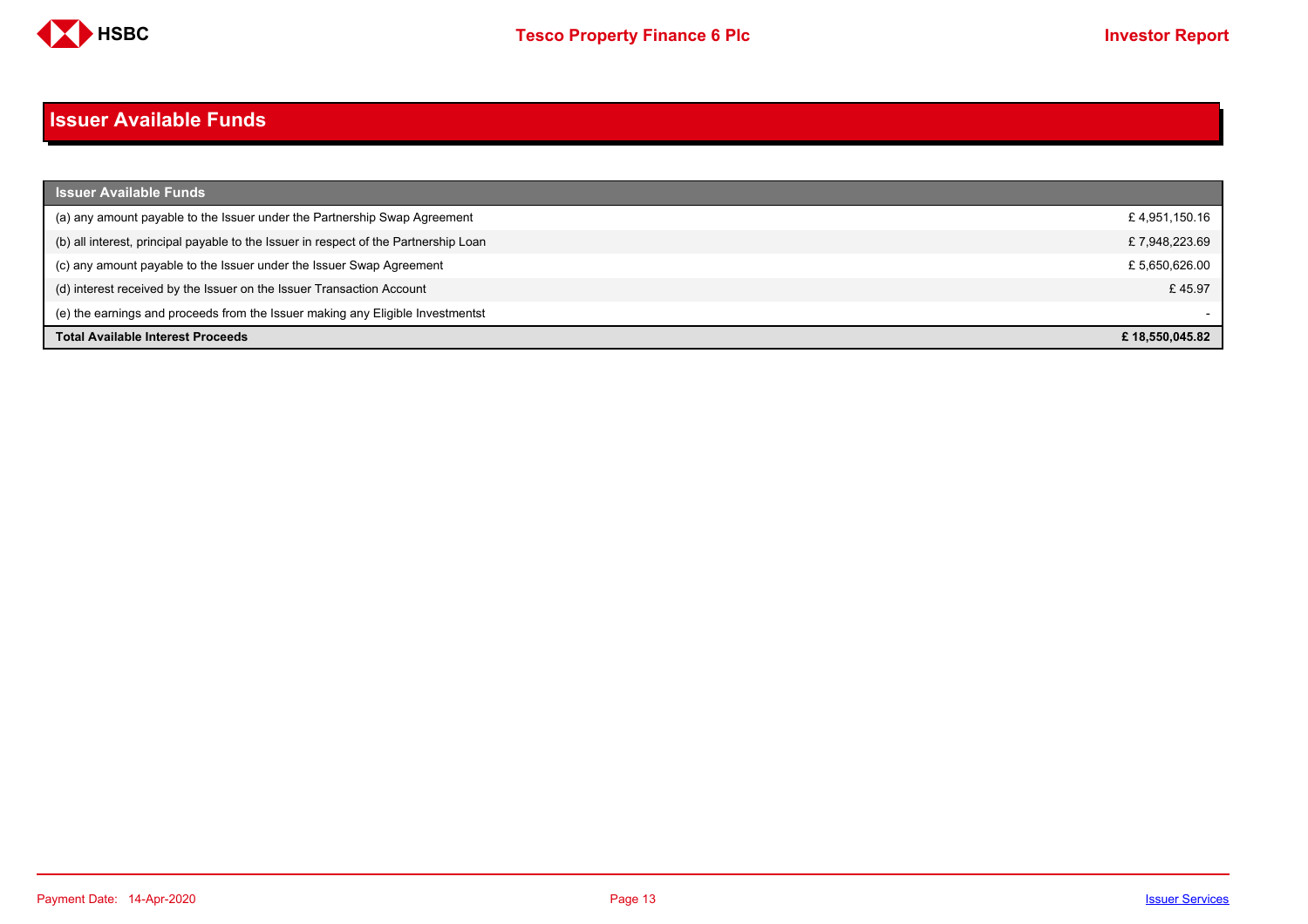# Issuer Available Funds

| Issuer Available Funds | |
|---|---|
| (a) any amount payable to the Issuer under the Partnership Swap Agreement | £ 4,951,150.16 |
| (b) all interest, principal payable to the Issuer in respect of the Partnership Loan | £ 7,948,223.69 |
| (c) any amount payable to the Issuer under the Issuer Swap Agreement | £ 5,650,626.00 |
| (d) interest received by the Issuer on the Issuer Transaction Account | £ 45.97 |
| (e) the earnings and proceeds from the Issuer making any Eligible Investmentst | - |
| **Total Available Interest Proceeds** | **£ 18,550,045.82** |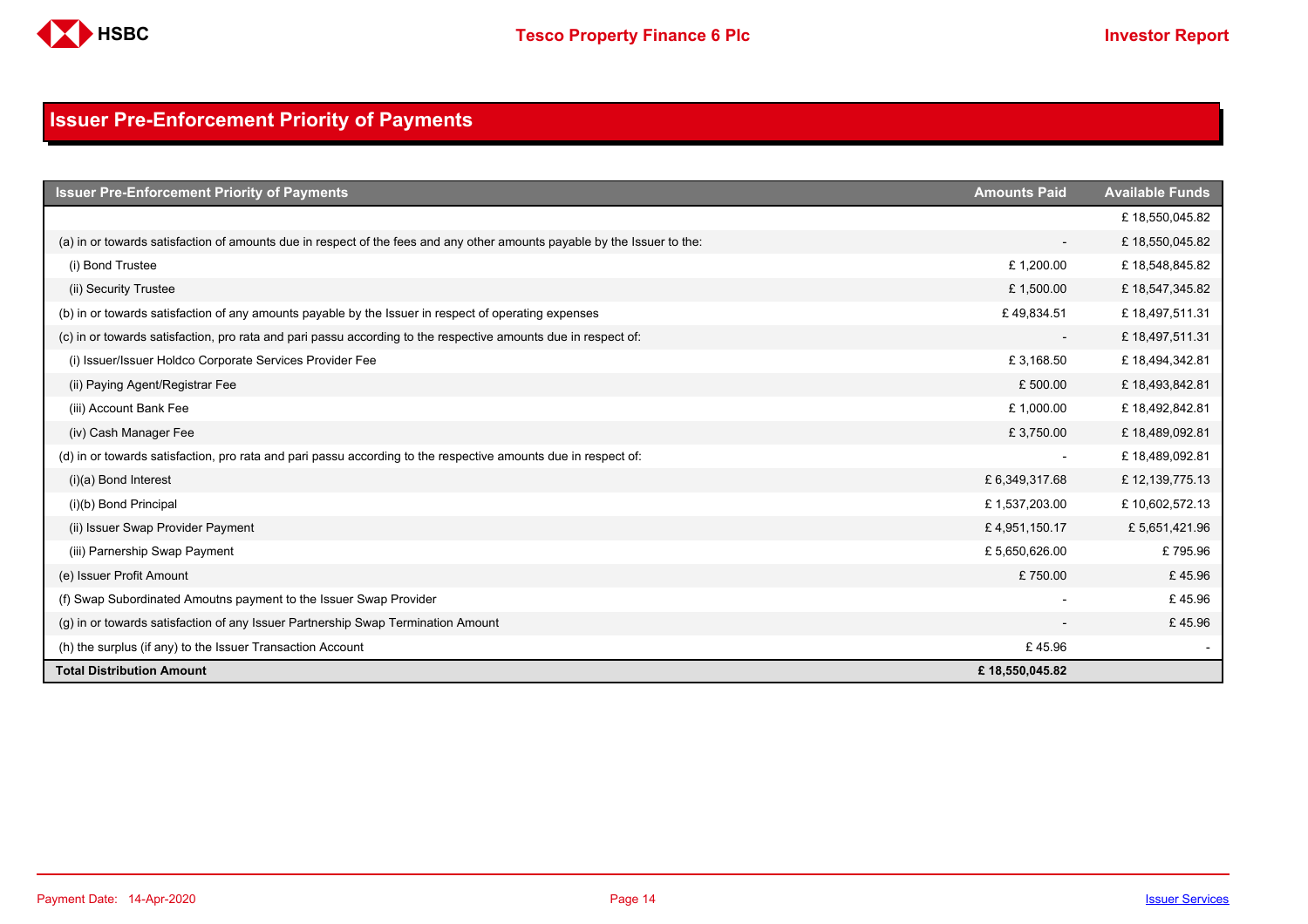# Issuer Pre-Enforcement Priority of Payments

| Issuer Pre-Enforcement Priority of Payments | Amounts Paid | Available Funds |
|---|---|---|
| | | £ 18,550,045.82 |
| (a) in or towards satisfaction of amounts due in respect of the fees and any other amounts payable by the Issuer to the: | - | £ 18,550,045.82 |
| (i) Bond Trustee | £ 1,200.00 | £ 18,548,845.82 |
| (ii) Security Trustee | £ 1,500.00 | £ 18,547,345.82 |
| (b) in or towards satisfaction of any amounts payable by the Issuer in respect of operating expenses | £ 49,834.51 | £ 18,497,511.31 |
| (c) in or towards satisfaction, pro rata and pari passu according to the respective amounts due in respect of: | - | £ 18,497,511.31 |
| (i) Issuer/Issuer Holdco Corporate Services Provider Fee | £ 3,168.50 | £ 18,494,342.81 |
| (ii) Paying Agent/Registrar Fee | £ 500.00 | £ 18,493,842.81 |
| (iii) Account Bank Fee | £ 1,000.00 | £ 18,492,842.81 |
| (iv) Cash Manager Fee | £ 3,750.00 | £ 18,489,092.81 |
| (d) in or towards satisfaction, pro rata and pari passu according to the respective amounts due in respect of: | - | £ 18,489,092.81 |
| (i)(a) Bond Interest | £ 6,349,317.68 | £ 12,139,775.13 |
| (i)(b) Bond Principal | £ 1,537,203.00 | £ 10,602,572.13 |
| (ii) Issuer Swap Provider Payment | £ 4,951,150.17 | £ 5,651,421.96 |
| (iii) Parnership Swap Payment | £ 5,650,626.00 | £ 795.96 |
| (e) Issuer Profit Amount | £ 750.00 | £ 45.96 |
| (f) Swap Subordinated Amoutns payment to the Issuer Swap Provider | - | £ 45.96 |
| (g) in or towards satisfaction of any Issuer Partnership Swap Termination Amount | - | £ 45.96 |
| (h) the surplus (if any) to the Issuer Transaction Account | £ 45.96 | - |
| **Total Distribution Amount** | **£ 18,550,045.82** | |

Payment Date: 14-Apr-2020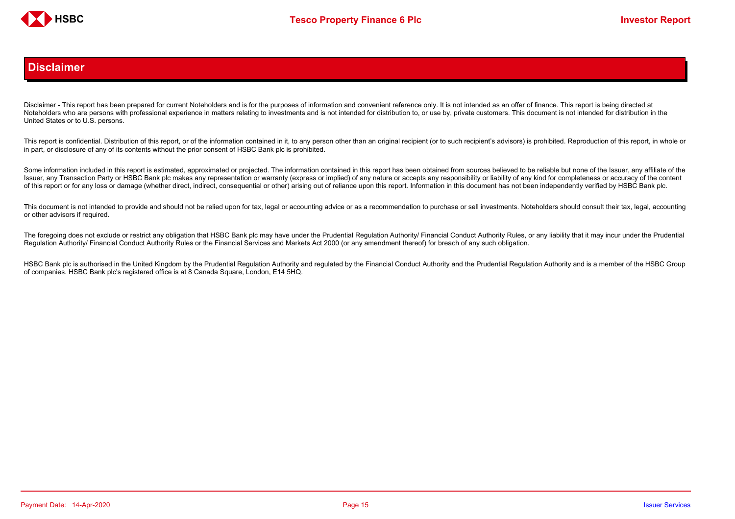## Disclaimer

Disclaimer - This report has been prepared for current Noteholders and is for the purposes of information and convenient reference only. It is not intended as an offer of finance. This report is being directed at Noteholders who are persons with professional experience in matters relating to investments and is not intended for distribution to, or use by, private customers. This document is not intended for distribution in the United States or to U.S. persons.

This report is confidential. Distribution of this report, or of the information contained in it, to any person other than an original recipient (or to such recipient's advisors) is prohibited. Reproduction of this report, in whole or in part, or disclosure of any of its contents without the prior consent of HSBC Bank plc is prohibited.

Some information included in this report is estimated, approximated or projected. The information contained in this report has been obtained from sources believed to be reliable but none of the Issuer, any affiliate of the Issuer, any Transaction Party or HSBC Bank plc makes any representation or warranty (express or implied) of any nature or accepts any responsibility or liability of any kind for completeness or accuracy of the content of this report or for any loss or damage (whether direct, indirect, consequential or other) arising out of reliance upon this report. Information in this document has not been independently verified by HSBC Bank plc.

This document is not intended to provide and should not be relied upon for tax, legal or accounting advice or as a recommendation to purchase or sell investments. Noteholders should consult their tax, legal, accounting or other advisors if required.

The foregoing does not exclude or restrict any obligation that HSBC Bank plc may have under the Prudential Regulation Authority/ Financial Conduct Authority Rules, or any liability that it may incur under the Prudential Regulation Authority/ Financial Conduct Authority Rules or the Financial Services and Markets Act 2000 (or any amendment thereof) for breach of any such obligation.

HSBC Bank plc is authorised in the United Kingdom by the Prudential Regulation Authority and regulated by the Financial Conduct Authority and the Prudential Regulation Authority and is a member of the HSBC Group of companies. HSBC Bank plc's registered office is at 8 Canada Square, London, E14 5HQ.